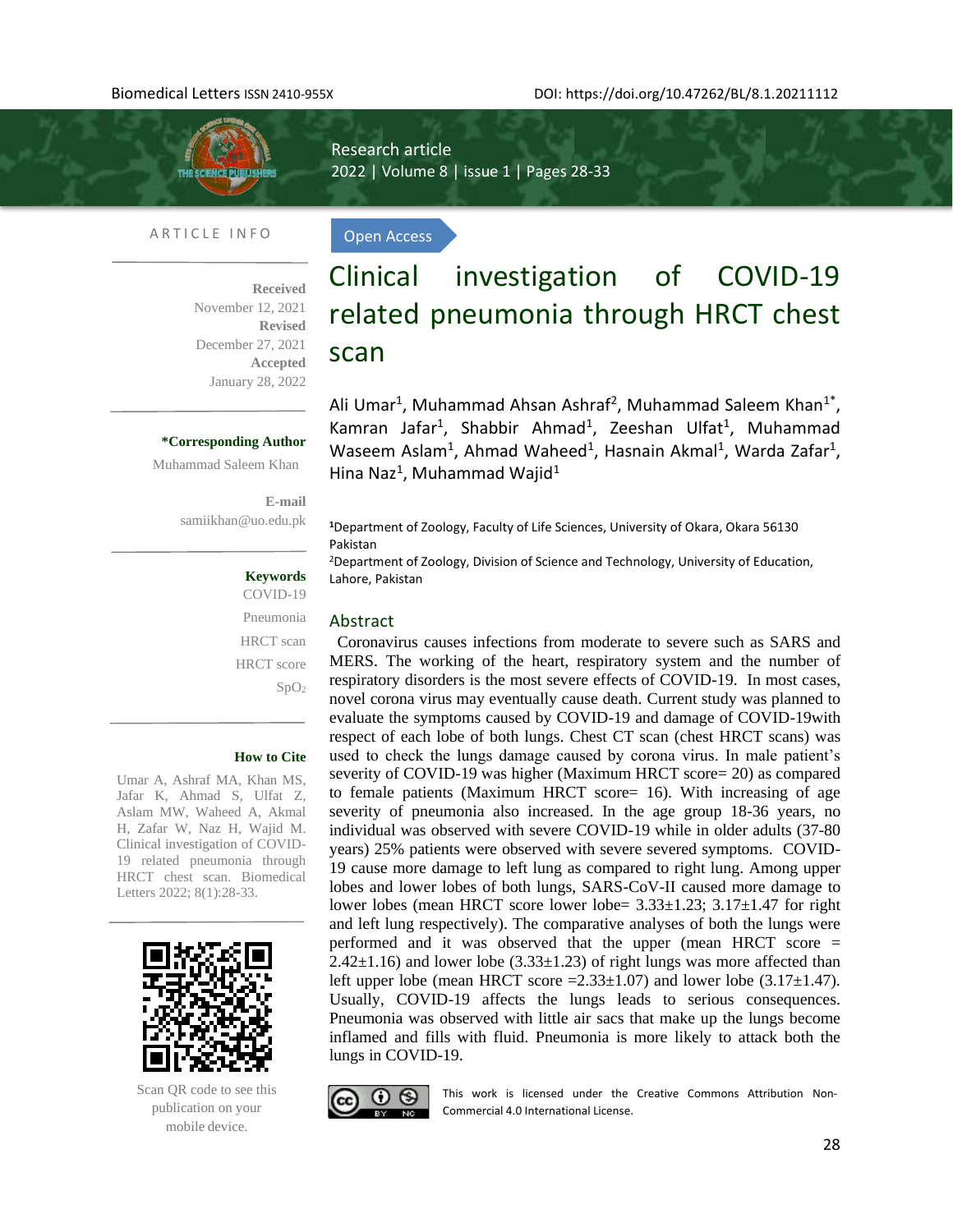Biomedical Letters ISSN 2410-955X

DOI: https://doi.org/10.47262/BL/8.1.20211112

Research article

Open Access

# Clinical investigation of COVID-19 related pneumonia through HRCT chest scan

Ali Umar[1], Muhammad Ahsan Ashraf[2], Muhammad Saleem Khan[1*], Kamran Jafar[1], Shabbir Ahmad[1], Zeeshan Ulfat[1], Muhammad Waseem Aslam[1], Ahmad Waheed[1], Hasnain Akmal[1], Warda Zafar[1], Hina Naz[1], Muhammad Wajid[1]

[1]Department of Zoology, Faculty of Life Sciences, University of Okara, Okara 56130 Pakistan

[2]Department of Zoology, Division of Science and Technology, University of Education, Lahore, Pakistan

## ARTICLE INFO

**Received**
November 12, 2021

**Revised**
December 27, 2021

**Accepted**
January 28, 2022

**\*Corresponding Author**
Muhammad Saleem Khan

**E-mail**
samiikhan@uo.edu.pk

**Keywords**
COVID-19
Pneumonia
HRCT scan
HRCT score
$SpO_2$

**How to Cite**
Umar A, Ashraf MA, Khan MS, Jafar K, Ahmad S, Ulfat Z, Aslam MW, Waheed A, Akmal H, Zafar W, Naz H, Wajid M. Clinical investigation of COVID-19 related pneumonia through HRCT chest scan. Biomedical Letters 2022; 8(1):28-33.

Scan QR code to see this publication on your mobile device.

## Abstract

Coronavirus causes infections from moderate to severe such as SARS and MERS. The working of the heart, respiratory system and the number of respiratory disorders is the most severe effects of COVID-19. In most cases, novel corona virus may eventually cause death. Current study was planned to evaluate the symptoms caused by COVID-19 and damage of COVID-19with respect of each lobe of both lungs. Chest CT scan (chest HRCT scans) was used to check the lungs damage caused by corona virus. In male patient's severity of COVID-19 was higher (Maximum HRCT score= 20) as compared to female patients (Maximum HRCT score= 16). With increasing of age severity of pneumonia also increased. In the age group 18-36 years, no individual was observed with severe COVID-19 while in older adults (37-80 years) 25% patients were observed with severe severed symptoms. COVID-19 cause more damage to left lung as compared to right lung. Among upper lobes and lower lobes of both lungs, SARS-CoV-II caused more damage to lower lobes (mean HRCT score lower lobe= 3.33±1.23; 3.17±1.47 for right and left lung respectively). The comparative analyses of both the lungs were performed and it was observed that the upper (mean HRCT score = 2.42±1.16) and lower lobe (3.33±1.23) of right lungs was more affected than left upper lobe (mean HRCT score =2.33±1.07) and lower lobe (3.17±1.47). Usually, COVID-19 affects the lungs leads to serious consequences. Pneumonia was observed with little air sacs that make up the lungs become inflamed and fills with fluid. Pneumonia is more likely to attack both the lungs in COVID-19.

This work is licensed under the Creative Commons Attribution Non-Commercial 4.0 International License.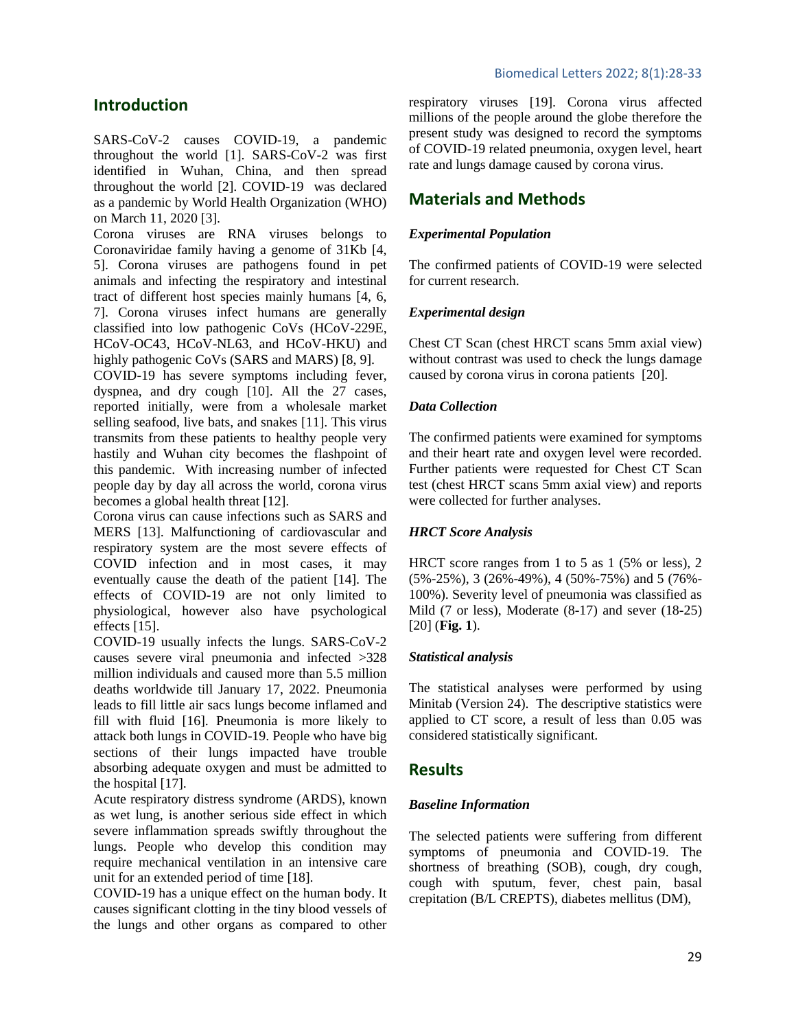## Introduction

SARS-CoV-2 causes COVID-19, a pandemic throughout the world [1]. SARS-CoV-2 was first identified in Wuhan, China, and then spread throughout the world [2]. COVID-19 was declared as a pandemic by World Health Organization (WHO) on March 11, 2020 [3].

Corona viruses are RNA viruses belongs to Coronaviridae family having a genome of 31Kb [4, 5]. Corona viruses are pathogens found in pet animals and infecting the respiratory and intestinal tract of different host species mainly humans [4, 6, 7]. Corona viruses infect humans are generally classified into low pathogenic CoVs (HCoV-229E, HCoV-OC43, HCoV-NL63, and HCoV-HKU) and highly pathogenic CoVs (SARS and MARS) [8, 9].

COVID-19 has severe symptoms including fever, dyspnea, and dry cough [10]. All the 27 cases, reported initially, were from a wholesale market selling seafood, live bats, and snakes [11]. This virus transmits from these patients to healthy people very hastily and Wuhan city becomes the flashpoint of this pandemic. With increasing number of infected people day by day all across the world, corona virus becomes a global health threat [12].

Corona virus can cause infections such as SARS and MERS [13]. Malfunctioning of cardiovascular and respiratory system are the most severe effects of COVID infection and in most cases, it may eventually cause the death of the patient [14]. The effects of COVID-19 are not only limited to physiological, however also have psychological effects [15].

COVID-19 usually infects the lungs. SARS-CoV-2 causes severe viral pneumonia and infected >328 million individuals and caused more than 5.5 million deaths worldwide till January 17, 2022. Pneumonia leads to fill little air sacs lungs become inflamed and fill with fluid [16]. Pneumonia is more likely to attack both lungs in COVID-19. People who have big sections of their lungs impacted have trouble absorbing adequate oxygen and must be admitted to the hospital [17].

Acute respiratory distress syndrome (ARDS), known as wet lung, is another serious side effect in which severe inflammation spreads swiftly throughout the lungs. People who develop this condition may require mechanical ventilation in an intensive care unit for an extended period of time [18].

COVID-19 has a unique effect on the human body. It causes significant clotting in the tiny blood vessels of the lungs and other organs as compared to other respiratory viruses [19]. Corona virus affected millions of the people around the globe therefore the present study was designed to record the symptoms of COVID-19 related pneumonia, oxygen level, heart rate and lungs damage caused by corona virus.

## Materials and Methods

### *Experimental Population*

The confirmed patients of COVID-19 were selected for current research.

### *Experimental design*

Chest CT Scan (chest HRCT scans 5mm axial view) without contrast was used to check the lungs damage caused by corona virus in corona patients [20].

### *Data Collection*

The confirmed patients were examined for symptoms and their heart rate and oxygen level were recorded. Further patients were requested for Chest CT Scan test (chest HRCT scans 5mm axial view) and reports were collected for further analyses.

### *HRCT Score Analysis*

HRCT score ranges from 1 to 5 as 1 (5% or less), 2 (5%-25%), 3 (26%-49%), 4 (50%-75%) and 5 (76%-100%). Severity level of pneumonia was classified as Mild (7 or less), Moderate (8-17) and sever (18-25) [20] (**Fig. 1**).

### *Statistical analysis*

The statistical analyses were performed by using Minitab (Version 24). The descriptive statistics were applied to CT score, a result of less than 0.05 was considered statistically significant.

## Results

### *Baseline Information*

The selected patients were suffering from different symptoms of pneumonia and COVID-19. The shortness of breathing (SOB), cough, dry cough, cough with sputum, fever, chest pain, basal crepitation (B/L CREPTS), diabetes mellitus (DM),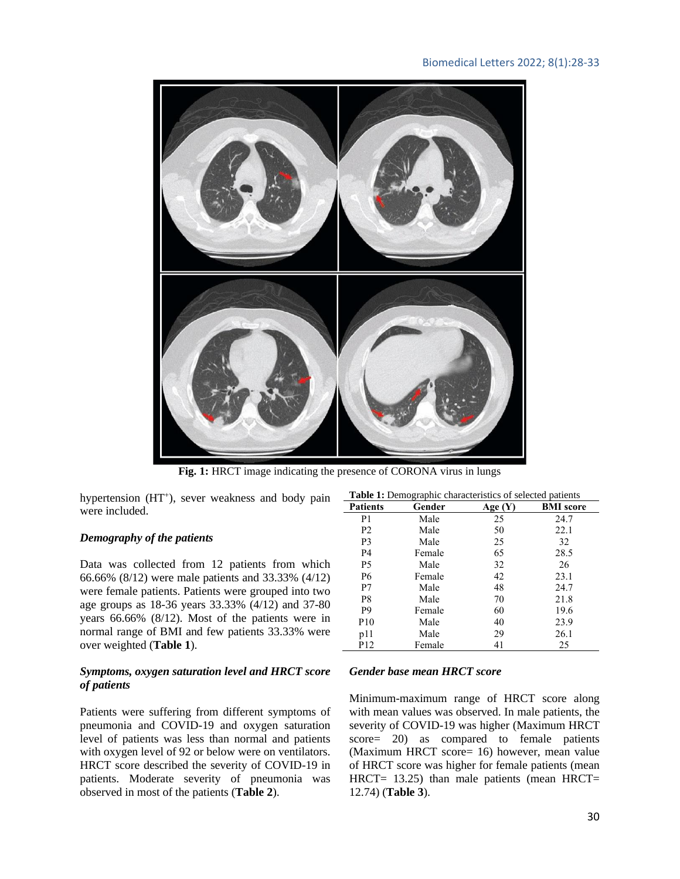**Fig. 1:** HRCT image indicating the presence of CORONA virus in lungs

hypertension ($HT^{+}$), sever weakness and body pain were included.

### *Demography of the patients*

Data was collected from 12 patients from which 66.66% (8/12) were male patients and 33.33% (4/12) were female patients. Patients were grouped into two age groups as 18-36 years 33.33% (4/12) and 37-80 years 66.66% (8/12). Most of the patients were in normal range of BMI and few patients 33.33% were over weighted (**Table 1**).

**Table 1:** Demographic characteristics of selected patients

| Patients | Gender | Age (Y) | BMI score |
|---|---|---|---|
| P1 | Male | 25 | 24.7 |
| P2 | Male | 50 | 22.1 |
| P3 | Male | 25 | 32 |
| P4 | Female | 65 | 28.5 |
| P5 | Male | 32 | 26 |
| P6 | Female | 42 | 23.1 |
| P7 | Male | 48 | 24.7 |
| P8 | Male | 70 | 21.8 |
| P9 | Female | 60 | 19.6 |
| P10 | Male | 40 | 23.9 |
| p11 | Male | 29 | 26.1 |
| P12 | Female | 41 | 25 |

### *Symptoms, oxygen saturation level and HRCT score of patients*

Patients were suffering from different symptoms of pneumonia and COVID-19 and oxygen saturation level of patients was less than normal and patients with oxygen level of 92 or below were on ventilators. HRCT score described the severity of COVID-19 in patients. Moderate severity of pneumonia was observed in most of the patients (**Table 2**).

### *Gender base mean HRCT score*

Minimum-maximum range of HRCT score along with mean values was observed. In male patients, the severity of COVID-19 was higher (Maximum HRCT score= 20) as compared to female patients (Maximum HRCT score= 16) however, mean value of HRCT score was higher for female patients (mean HRCT= 13.25) than male patients (mean HRCT= 12.74) (**Table 3**).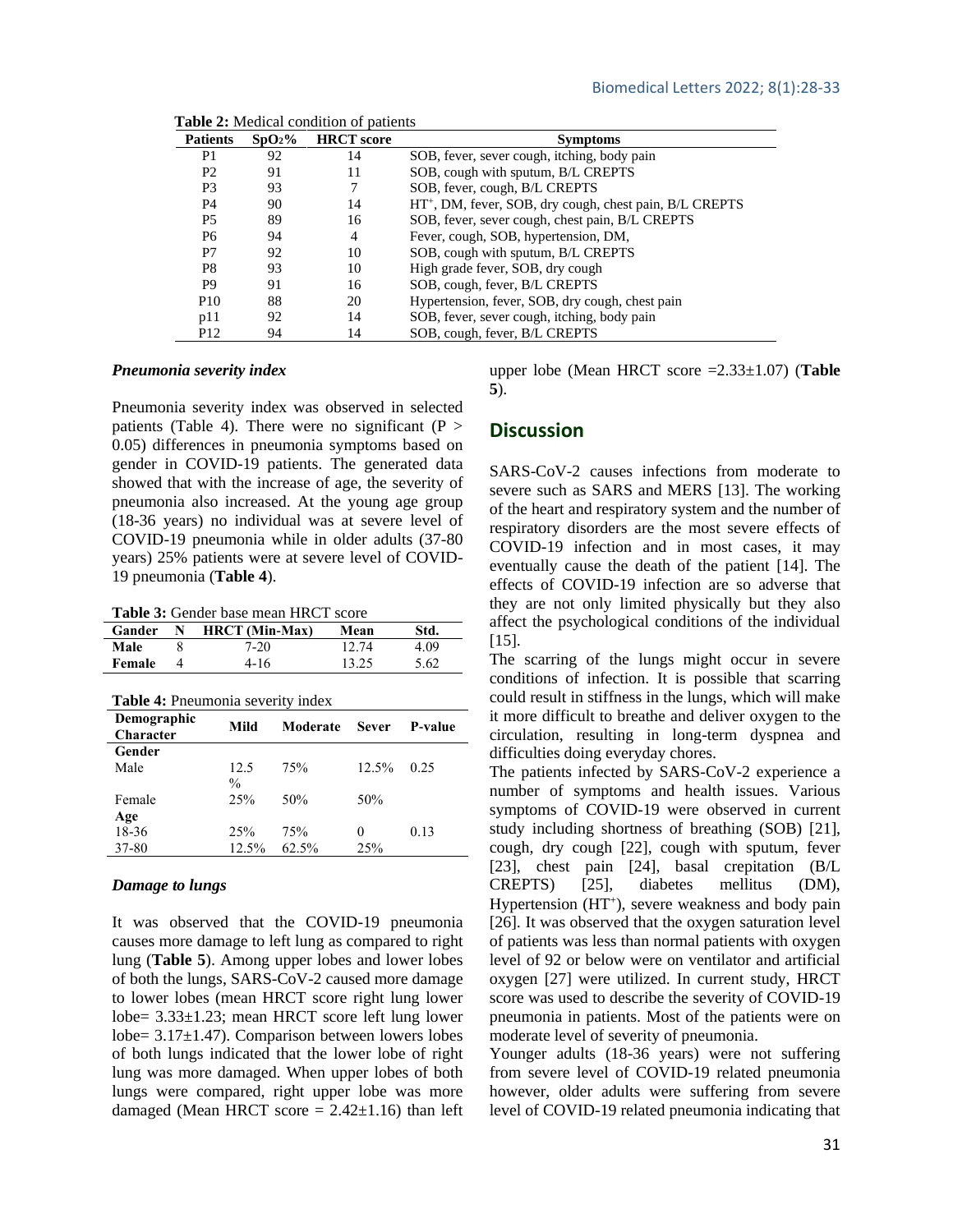**Table 2:** Medical condition of patients

| Patients | $SpO_2$% | HRCT score | Symptoms |
|---|---|---|---|
| P1 | 92 | 14 | SOB, fever, sever cough, itching, body pain |
| P2 | 91 | 11 | SOB, cough with sputum, B/L CREPTS |
| P3 | 93 | 7 | SOB, fever, cough, B/L CREPTS |
| P4 | 90 | 14 | $HT^+$, DM, fever, SOB, dry cough, chest pain, B/L CREPTS |
| P5 | 89 | 16 | SOB, fever, sever cough, chest pain, B/L CREPTS |
| P6 | 94 | 4 | Fever, cough, SOB, hypertension, DM, |
| P7 | 92 | 10 | SOB, cough with sputum, B/L CREPTS |
| P8 | 93 | 10 | High grade fever, SOB, dry cough |
| P9 | 91 | 16 | SOB, cough, fever, B/L CREPTS |
| P10 | 88 | 20 | Hypertension, fever, SOB, dry cough, chest pain |
| p11 | 92 | 14 | SOB, fever, sever cough, itching, body pain |
| P12 | 94 | 14 | SOB, cough, fever, B/L CREPTS |

### *Pneumonia severity index*

Pneumonia severity index was observed in selected patients (Table 4). There were no significant ($P > 0.05$) differences in pneumonia symptoms based on gender in COVID-19 patients. The generated data showed that with the increase of age, the severity of pneumonia also increased. At the young age group (18-36 years) no individual was at severe level of COVID-19 pneumonia while in older adults (37-80 years) 25% patients were at severe level of COVID-19 pneumonia (**Table 4**).

**Table 3:** Gender base mean HRCT score

| Gander | N | HRCT (Min-Max) | Mean | Std. |
|---|---|---|---|---|
| **Male** | 8 | 7-20 | 12.74 | 4.09 |
| **Female** | 4 | 4-16 | 13.25 | 5.62 |

**Table 4:** Pneumonia severity index

| Demographic Character | Mild | Moderate | Sever | P-value |
|---|---|---|---|---|
| **Gender** | | | | |
| Male | 12.5 % | 75% | 12.5% | 0.25 |
| Female | 25% | 50% | 50% | |
| **Age** | | | | |
| 18-36 | 25% | 75% | 0 | 0.13 |
| 37-80 | 12.5% | 62.5% | 25% | |

### *Damage to lungs*

It was observed that the COVID-19 pneumonia causes more damage to left lung as compared to right lung (**Table 5**). Among upper lobes and lower lobes of both the lungs, SARS-CoV-2 caused more damage to lower lobes (mean HRCT score right lung lower lobe= 3.33±1.23; mean HRCT score left lung lower lobe= 3.17±1.47). Comparison between lowers lobes of both lungs indicated that the lower lobe of right lung was more damaged. When upper lobes of both lungs were compared, right upper lobe was more damaged (Mean HRCT score = 2.42±1.16) than left upper lobe (Mean HRCT score =2.33±1.07) (**Table 5**).

## Discussion

SARS-CoV-2 causes infections from moderate to severe such as SARS and MERS [13]. The working of the heart and respiratory system and the number of respiratory disorders are the most severe effects of COVID-19 infection and in most cases, it may eventually cause the death of the patient [14]. The effects of COVID-19 infection are so adverse that they are not only limited physically but they also affect the psychological conditions of the individual [15].

The scarring of the lungs might occur in severe conditions of infection. It is possible that scarring could result in stiffness in the lungs, which will make it more difficult to breathe and deliver oxygen to the circulation, resulting in long-term dyspnea and difficulties doing everyday chores.

The patients infected by SARS-CoV-2 experience a number of symptoms and health issues. Various symptoms of COVID-19 were observed in current study including shortness of breathing (SOB) [21], cough, dry cough [22], cough with sputum, fever [23], chest pain [24], basal crepitation (B/L CREPTS) [25], diabetes mellitus (DM), Hypertension ($HT^+$), severe weakness and body pain [26]. It was observed that the oxygen saturation level of patients was less than normal patients with oxygen level of 92 or below were on ventilator and artificial oxygen [27] were utilized. In current study, HRCT score was used to describe the severity of COVID-19 pneumonia in patients. Most of the patients were on moderate level of severity of pneumonia.

Younger adults (18-36 years) were not suffering from severe level of COVID-19 related pneumonia however, older adults were suffering from severe level of COVID-19 related pneumonia indicating that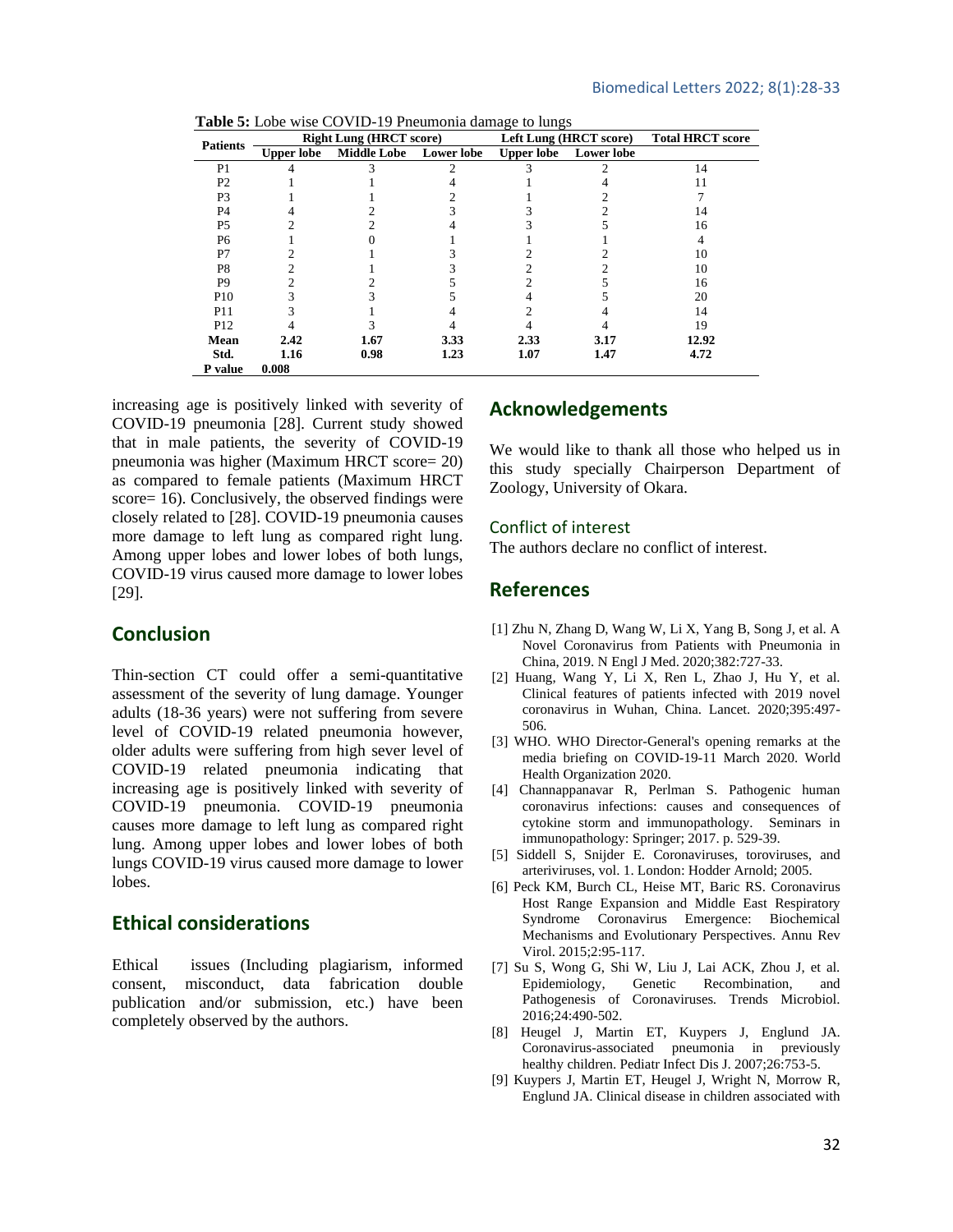**Table 5:** Lobe wise COVID-19 Pneumonia damage to lungs

| Patients | Right Lung (HRCT score) | | | Left Lung (HRCT score) | | Total HRCT score |
|---|---|---|---|---|---|---|
| | Upper lobe | Middle Lobe | Lower lobe | Upper lobe | Lower lobe | |
| P1 | 4 | 3 | 2 | 3 | 2 | 14 |
| P2 | 1 | 1 | 4 | 1 | 4 | 11 |
| P3 | 1 | 1 | 2 | 1 | 2 | 7 |
| P4 | 4 | 2 | 3 | 3 | 2 | 14 |
| P5 | 2 | 2 | 4 | 3 | 5 | 16 |
| P6 | 1 | 0 | 1 | 1 | 1 | 4 |
| P7 | 2 | 1 | 3 | 2 | 2 | 10 |
| P8 | 2 | 1 | 3 | 2 | 2 | 10 |
| P9 | 2 | 2 | 5 | 2 | 5 | 16 |
| P10 | 3 | 3 | 5 | 4 | 5 | 20 |
| P11 | 3 | 1 | 4 | 2 | 4 | 14 |
| P12 | 4 | 3 | 4 | 4 | 4 | 19 |
| **Mean** | **2.42** | **1.67** | **3.33** | **2.33** | **3.17** | **12.92** |
| **Std.** | **1.16** | **0.98** | **1.23** | **1.07** | **1.47** | **4.72** |
| **P value** | **0.008** | | | | | |

increasing age is positively linked with severity of COVID-19 pneumonia [28]. Current study showed that in male patients, the severity of COVID-19 pneumonia was higher (Maximum HRCT score= 20) as compared to female patients (Maximum HRCT score= 16). Conclusively, the observed findings were closely related to [28]. COVID-19 pneumonia causes more damage to left lung as compared right lung. Among upper lobes and lower lobes of both lungs, COVID-19 virus caused more damage to lower lobes [29].

## Conclusion

Thin-section CT could offer a semi-quantitative assessment of the severity of lung damage. Younger adults (18-36 years) were not suffering from severe level of COVID-19 related pneumonia however, older adults were suffering from high sever level of COVID-19 related pneumonia indicating that increasing age is positively linked with severity of COVID-19 pneumonia. COVID-19 pneumonia causes more damage to left lung as compared right lung. Among upper lobes and lower lobes of both lungs COVID-19 virus caused more damage to lower lobes.

## Ethical considerations

Ethical issues (Including plagiarism, informed consent, misconduct, data fabrication double publication and/or submission, etc.) have been completely observed by the authors.

## Acknowledgements

We would like to thank all those who helped us in this study specially Chairperson Department of Zoology, University of Okara.

### Conflict of interest

The authors declare no conflict of interest.

## References

[1] Zhu N, Zhang D, Wang W, Li X, Yang B, Song J, et al. A Novel Coronavirus from Patients with Pneumonia in China, 2019. N Engl J Med. 2020;382:727-33.

[2] Huang, Wang Y, Li X, Ren L, Zhao J, Hu Y, et al. Clinical features of patients infected with 2019 novel coronavirus in Wuhan, China. Lancet. 2020;395:497-506.

[3] WHO. WHO Director-General's opening remarks at the media briefing on COVID-19-11 March 2020. World Health Organization 2020.

[4] Channappanavar R, Perlman S. Pathogenic human coronavirus infections: causes and consequences of cytokine storm and immunopathology. Seminars in immunopathology: Springer; 2017. p. 529-39.

[5] Siddell S, Snijder E. Coronaviruses, toroviruses, and arteriviruses, vol. 1. London: Hodder Arnold; 2005.

[6] Peck KM, Burch CL, Heise MT, Baric RS. Coronavirus Host Range Expansion and Middle East Respiratory Syndrome Coronavirus Emergence: Biochemical Mechanisms and Evolutionary Perspectives. Annu Rev Virol. 2015;2:95-117.

[7] Su S, Wong G, Shi W, Liu J, Lai ACK, Zhou J, et al. Epidemiology, Genetic Recombination, and Pathogenesis of Coronaviruses. Trends Microbiol. 2016;24:490-502.

[8] Heugel J, Martin ET, Kuypers J, Englund JA. Coronavirus-associated pneumonia in previously healthy children. Pediatr Infect Dis J. 2007;26:753-5.

[9] Kuypers J, Martin ET, Heugel J, Wright N, Morrow R, Englund JA. Clinical disease in children associated with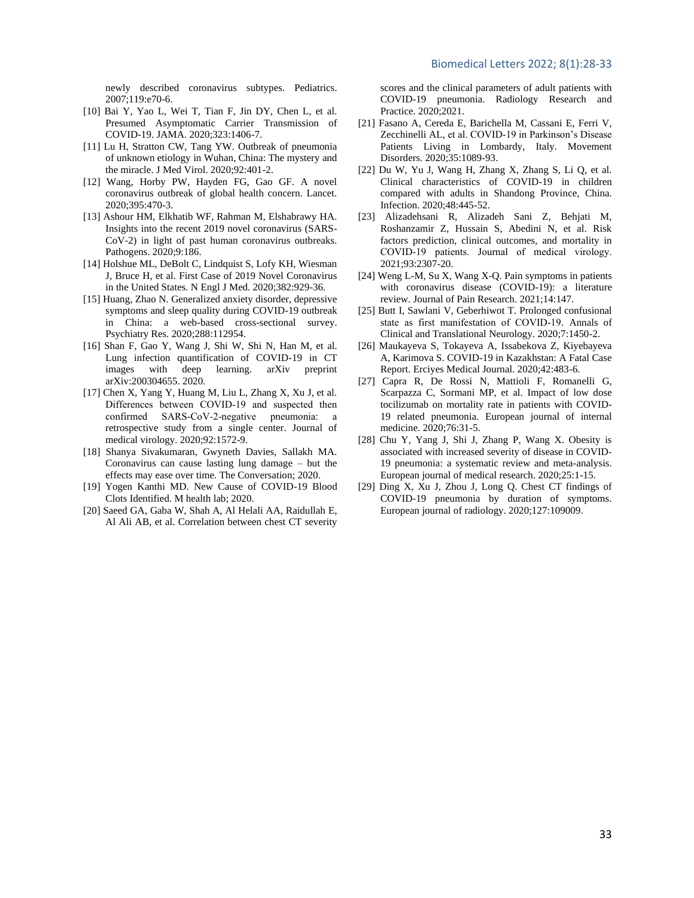newly described coronavirus subtypes. Pediatrics. 2007;119:e70-6.

[10] Bai Y, Yao L, Wei T, Tian F, Jin DY, Chen L, et al. Presumed Asymptomatic Carrier Transmission of COVID-19. JAMA. 2020;323:1406-7.

[11] Lu H, Stratton CW, Tang YW. Outbreak of pneumonia of unknown etiology in Wuhan, China: The mystery and the miracle. J Med Virol. 2020;92:401-2.

[12] Wang, Horby PW, Hayden FG, Gao GF. A novel coronavirus outbreak of global health concern. Lancet. 2020;395:470-3.

[13] Ashour HM, Elkhatib WF, Rahman M, Elshabrawy HA. Insights into the recent 2019 novel coronavirus (SARS-CoV-2) in light of past human coronavirus outbreaks. Pathogens. 2020;9:186.

[14] Holshue ML, DeBolt C, Lindquist S, Lofy KH, Wiesman J, Bruce H, et al. First Case of 2019 Novel Coronavirus in the United States. N Engl J Med. 2020;382:929-36.

[15] Huang, Zhao N. Generalized anxiety disorder, depressive symptoms and sleep quality during COVID-19 outbreak in China: a web-based cross-sectional survey. Psychiatry Res. 2020;288:112954.

[16] Shan F, Gao Y, Wang J, Shi W, Shi N, Han M, et al. Lung infection quantification of COVID-19 in CT images with deep learning. arXiv preprint arXiv:200304655. 2020.

[17] Chen X, Yang Y, Huang M, Liu L, Zhang X, Xu J, et al. Differences between COVID-19 and suspected then confirmed SARS-CoV-2-negative pneumonia: a retrospective study from a single center. Journal of medical virology. 2020;92:1572-9.

[18] Shanya Sivakumaran, Gwyneth Davies, Sallakh MA. Coronavirus can cause lasting lung damage – but the effects may ease over time. The Conversation; 2020.

[19] Yogen Kanthi MD. New Cause of COVID-19 Blood Clots Identified. M health lab; 2020.

[20] Saeed GA, Gaba W, Shah A, Al Helali AA, Raidullah E, Al Ali AB, et al. Correlation between chest CT severity scores and the clinical parameters of adult patients with COVID-19 pneumonia. Radiology Research and Practice. 2020;2021.

[21] Fasano A, Cereda E, Barichella M, Cassani E, Ferri V, Zecchinelli AL, et al. COVID-19 in Parkinson's Disease Patients Living in Lombardy, Italy. Movement Disorders. 2020;35:1089-93.

[22] Du W, Yu J, Wang H, Zhang X, Zhang S, Li Q, et al. Clinical characteristics of COVID-19 in children compared with adults in Shandong Province, China. Infection. 2020;48:445-52.

[23] Alizadehsani R, Alizadeh Sani Z, Behjati M, Roshanzamir Z, Hussain S, Abedini N, et al. Risk factors prediction, clinical outcomes, and mortality in COVID-19 patients. Journal of medical virology. 2021;93:2307-20.

[24] Weng L-M, Su X, Wang X-Q. Pain symptoms in patients with coronavirus disease (COVID-19): a literature review. Journal of Pain Research. 2021;14:147.

[25] Butt I, Sawlani V, Geberhiwot T. Prolonged confusional state as first manifestation of COVID-19. Annals of Clinical and Translational Neurology. 2020;7:1450-2.

[26] Maukayeva S, Tokayeva A, Issabekova Z, Kiyebayeva A, Karimova S. COVID-19 in Kazakhstan: A Fatal Case Report. Erciyes Medical Journal. 2020;42:483-6.

[27] Capra R, De Rossi N, Mattioli F, Romanelli G, Scarpazza C, Sormani MP, et al. Impact of low dose tocilizumab on mortality rate in patients with COVID-19 related pneumonia. European journal of internal medicine. 2020;76:31-5.

[28] Chu Y, Yang J, Shi J, Zhang P, Wang X. Obesity is associated with increased severity of disease in COVID-19 pneumonia: a systematic review and meta-analysis. European journal of medical research. 2020;25:1-15.

[29] Ding X, Xu J, Zhou J, Long Q. Chest CT findings of COVID-19 pneumonia by duration of symptoms. European journal of radiology. 2020;127:109009.